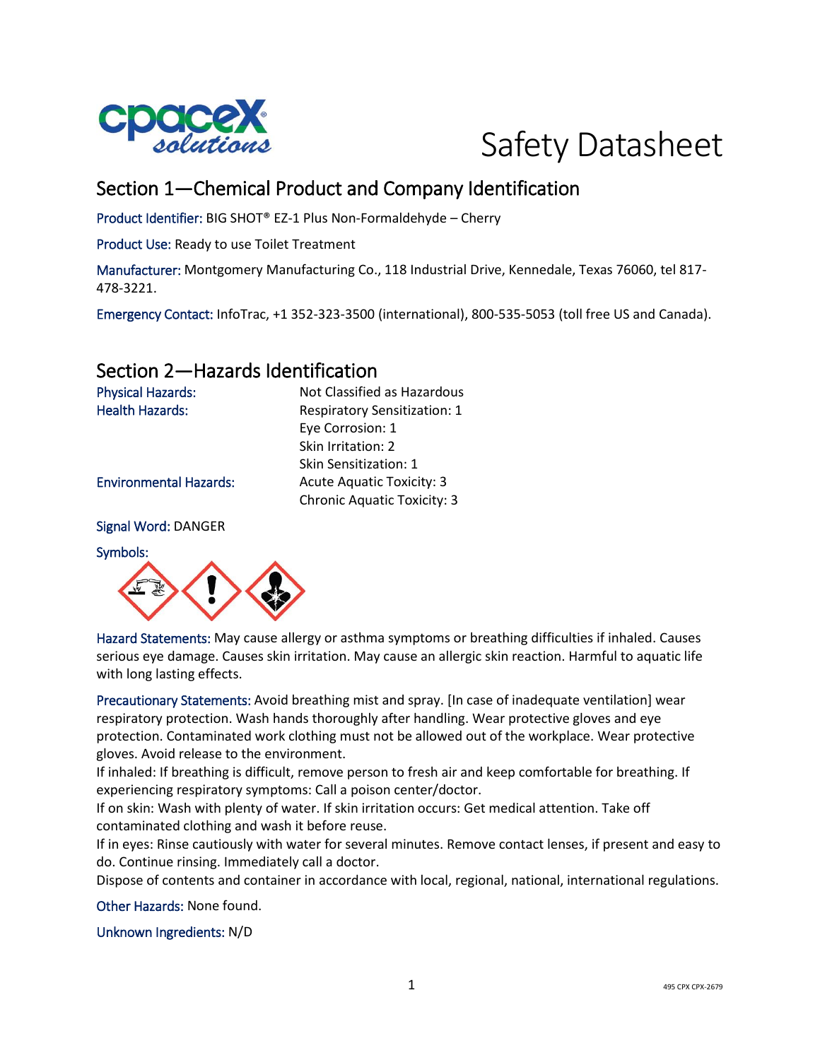# Safety Datasheet

## Section 1—Chemical Product and Company Identification

Product Identifier: BIG SHOT® EZ-1 Plus Non-Formaldehyde – Cherry

Product Use: Ready to use Toilet Treatment

Manufacturer: Montgomery Manufacturing Co., 118 Industrial Drive, Kennedale, Texas 76060, tel 817-478-3221.

Emergency Contact: InfoTrac, +1 352-323-3500 (international), 800-535-5053 (toll free US and Canada).

## Section 2—Hazards Identification

| | |
|---|---|
| Physical Hazards: | Not Classified as Hazardous |
| Health Hazards: | Respiratory Sensitization: 1 |
| | Eye Corrosion: 1 |
| | Skin Irritation: 2 |
| | Skin Sensitization: 1 |
| Environmental Hazards: | Acute Aquatic Toxicity: 3 |
| | Chronic Aquatic Toxicity: 3 |

Signal Word: DANGER

Symbols:

Hazard Statements: May cause allergy or asthma symptoms or breathing difficulties if inhaled. Causes serious eye damage. Causes skin irritation. May cause an allergic skin reaction. Harmful to aquatic life with long lasting effects.

Precautionary Statements: Avoid breathing mist and spray. [In case of inadequate ventilation] wear respiratory protection. Wash hands thoroughly after handling. Wear protective gloves and eye protection. Contaminated work clothing must not be allowed out of the workplace. Wear protective gloves. Avoid release to the environment.
If inhaled: If breathing is difficult, remove person to fresh air and keep comfortable for breathing. If experiencing respiratory symptoms: Call a poison center/doctor.
If on skin: Wash with plenty of water. If skin irritation occurs: Get medical attention. Take off contaminated clothing and wash it before reuse.
If in eyes: Rinse cautiously with water for several minutes. Remove contact lenses, if present and easy to do. Continue rinsing. Immediately call a doctor.
Dispose of contents and container in accordance with local, regional, national, international regulations.

Other Hazards: None found.

Unknown Ingredients: N/D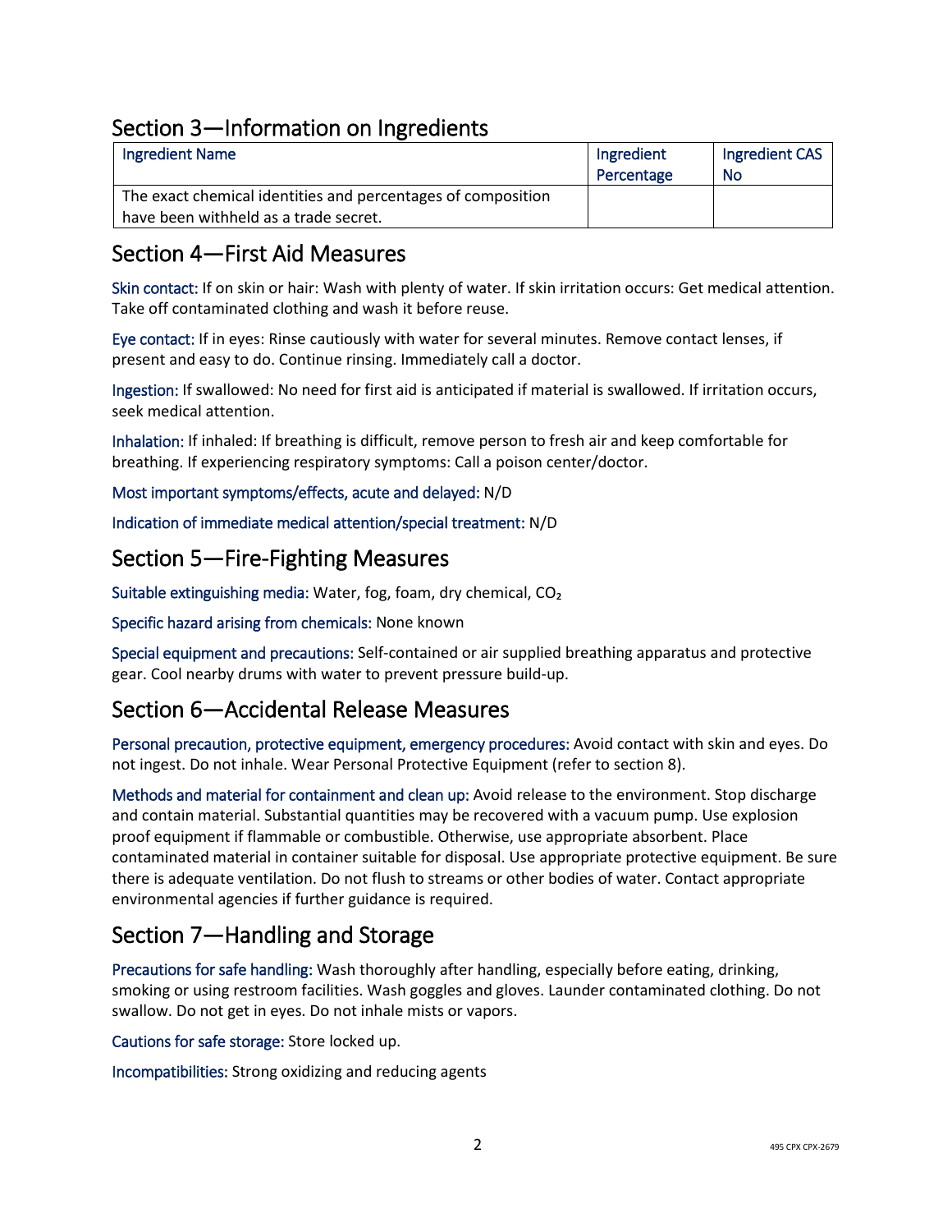## Section 3—Information on Ingredients

| Ingredient Name | Ingredient Percentage | Ingredient CAS No |
|---|---|---|
| The exact chemical identities and percentages of composition have been withheld as a trade secret. | | |

## Section 4—First Aid Measures

Skin contact: If on skin or hair: Wash with plenty of water. If skin irritation occurs: Get medical attention. Take off contaminated clothing and wash it before reuse.

Eye contact: If in eyes: Rinse cautiously with water for several minutes. Remove contact lenses, if present and easy to do. Continue rinsing. Immediately call a doctor.

Ingestion: If swallowed: No need for first aid is anticipated if material is swallowed. If irritation occurs, seek medical attention.

Inhalation: If inhaled: If breathing is difficult, remove person to fresh air and keep comfortable for breathing. If experiencing respiratory symptoms: Call a poison center/doctor.

Most important symptoms/effects, acute and delayed: N/D

Indication of immediate medical attention/special treatment: N/D

## Section 5—Fire-Fighting Measures

Suitable extinguishing media: Water, fog, foam, dry chemical, $CO_2$

Specific hazard arising from chemicals: None known

Special equipment and precautions: Self-contained or air supplied breathing apparatus and protective gear. Cool nearby drums with water to prevent pressure build-up.

## Section 6—Accidental Release Measures

Personal precaution, protective equipment, emergency procedures: Avoid contact with skin and eyes. Do not ingest. Do not inhale. Wear Personal Protective Equipment (refer to section 8).

Methods and material for containment and clean up: Avoid release to the environment. Stop discharge and contain material. Substantial quantities may be recovered with a vacuum pump. Use explosion proof equipment if flammable or combustible. Otherwise, use appropriate absorbent. Place contaminated material in container suitable for disposal. Use appropriate protective equipment. Be sure there is adequate ventilation. Do not flush to streams or other bodies of water. Contact appropriate environmental agencies if further guidance is required.

## Section 7—Handling and Storage

Precautions for safe handling: Wash thoroughly after handling, especially before eating, drinking, smoking or using restroom facilities. Wash goggles and gloves. Launder contaminated clothing. Do not swallow. Do not get in eyes. Do not inhale mists or vapors.

Cautions for safe storage: Store locked up.

Incompatibilities: Strong oxidizing and reducing agents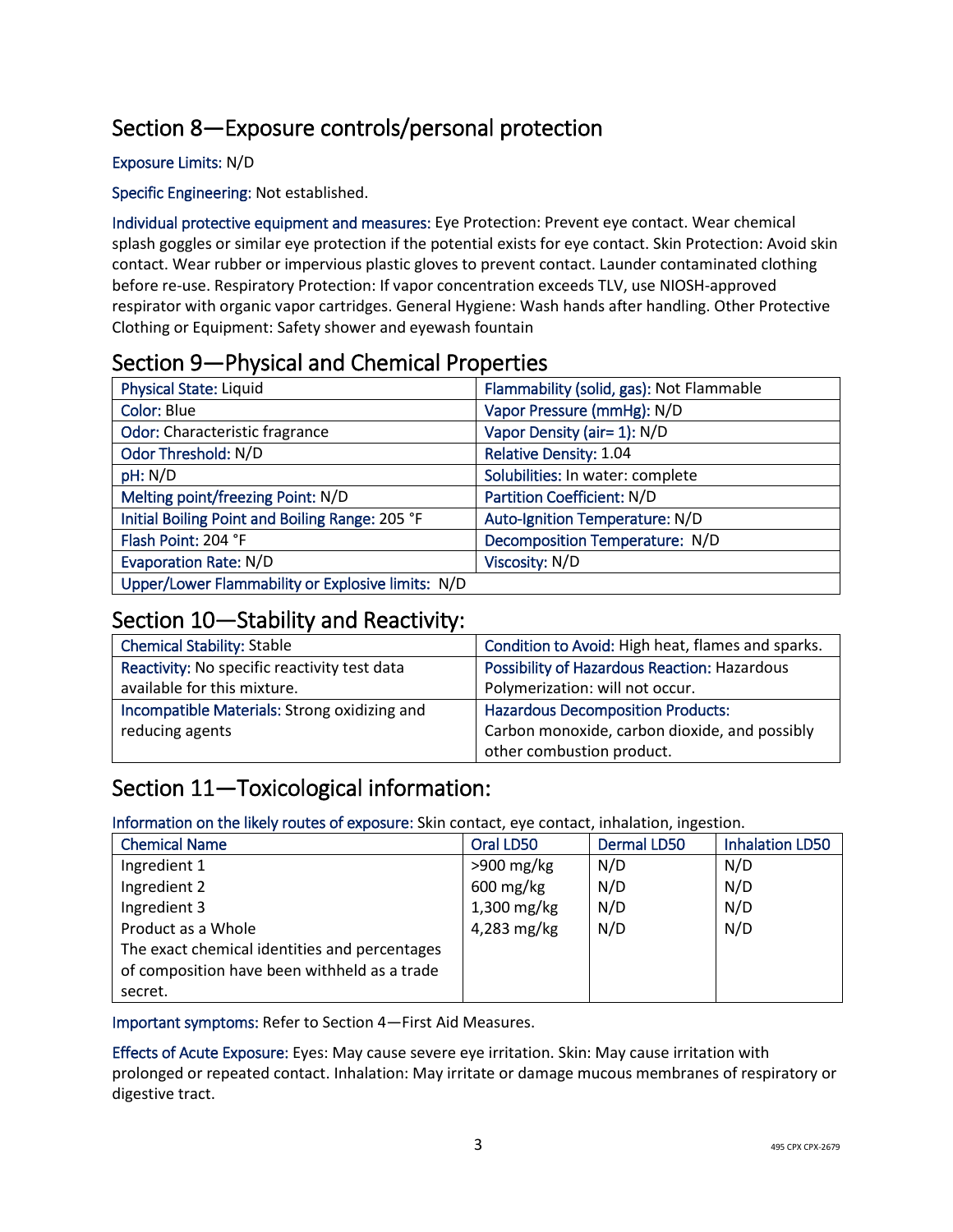## Section 8—Exposure controls/personal protection

Exposure Limits: N/D

Specific Engineering: Not established.

Individual protective equipment and measures: Eye Protection: Prevent eye contact. Wear chemical splash goggles or similar eye protection if the potential exists for eye contact. Skin Protection: Avoid skin contact. Wear rubber or impervious plastic gloves to prevent contact. Launder contaminated clothing before re-use. Respiratory Protection: If vapor concentration exceeds TLV, use NIOSH-approved respirator with organic vapor cartridges. General Hygiene: Wash hands after handling. Other Protective Clothing or Equipment: Safety shower and eyewash fountain

## Section 9—Physical and Chemical Properties

| | |
|---|---|
| Physical State: Liquid | Flammability (solid, gas): Not Flammable |
| Color: Blue | Vapor Pressure (mmHg): N/D |
| Odor: Characteristic fragrance | Vapor Density (air= 1): N/D |
| Odor Threshold: N/D | Relative Density: 1.04 |
| pH: N/D | Solubilities: In water: complete |
| Melting point/freezing Point: N/D | Partition Coefficient: N/D |
| Initial Boiling Point and Boiling Range: 205 °F | Auto-Ignition Temperature: N/D |
| Flash Point: 204 °F | Decomposition Temperature: N/D |
| Evaporation Rate: N/D | Viscosity: N/D |
| Upper/Lower Flammability or Explosive limits: N/D | |

## Section 10—Stability and Reactivity:

| | |
|---|---|
| Chemical Stability: Stable | Condition to Avoid: High heat, flames and sparks. |
| Reactivity: No specific reactivity test data available for this mixture. | Possibility of Hazardous Reaction: Hazardous Polymerization: will not occur. |
| Incompatible Materials: Strong oxidizing and reducing agents | Hazardous Decomposition Products: Carbon monoxide, carbon dioxide, and possibly other combustion product. |

## Section 11—Toxicological information:

Information on the likely routes of exposure: Skin contact, eye contact, inhalation, ingestion.

| Chemical Name | Oral LD50 | Dermal LD50 | Inhalation LD50 |
|---|---|---|---|
| Ingredient 1 | >900 mg/kg | N/D | N/D |
| Ingredient 2 | 600 mg/kg | N/D | N/D |
| Ingredient 3 | 1,300 mg/kg | N/D | N/D |
| Product as a Whole | 4,283 mg/kg | N/D | N/D |
| The exact chemical identities and percentages of composition have been withheld as a trade secret. | | | |

Important symptoms: Refer to Section 4—First Aid Measures.

Effects of Acute Exposure: Eyes: May cause severe eye irritation. Skin: May cause irritation with prolonged or repeated contact. Inhalation: May irritate or damage mucous membranes of respiratory or digestive tract.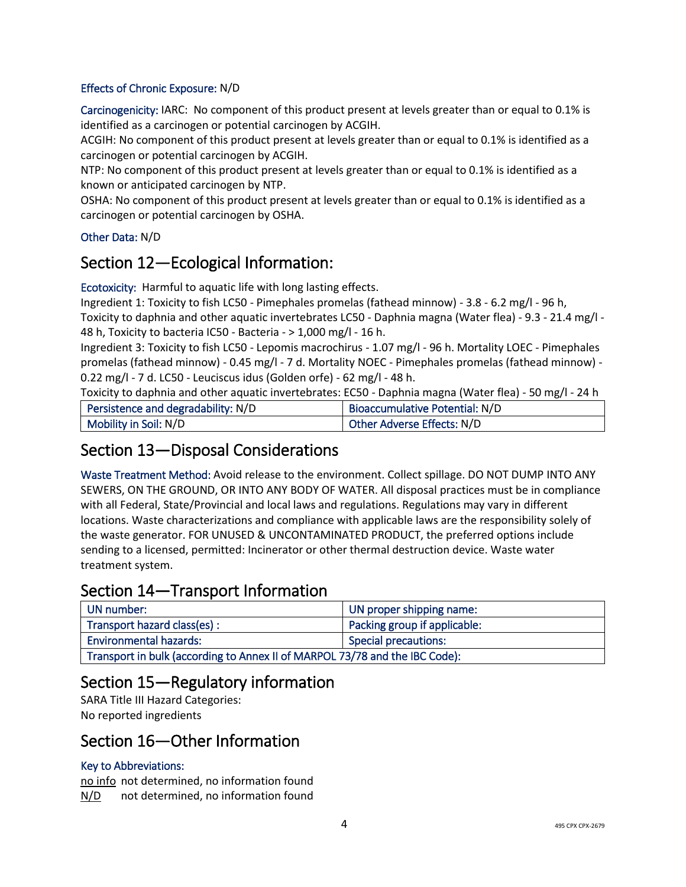**Effects of Chronic Exposure:** N/D

**Carcinogenicity:** IARC: No component of this product present at levels greater than or equal to 0.1% is identified as a carcinogen or potential carcinogen by ACGIH.
ACGIH: No component of this product present at levels greater than or equal to 0.1% is identified as a carcinogen or potential carcinogen by ACGIH.
NTP: No component of this product present at levels greater than or equal to 0.1% is identified as a known or anticipated carcinogen by NTP.
OSHA: No component of this product present at levels greater than or equal to 0.1% is identified as a carcinogen or potential carcinogen by OSHA.

**Other Data:** N/D

## Section 12—Ecological Information:

**Ecotoxicity:** Harmful to aquatic life with long lasting effects.
Ingredient 1: Toxicity to fish LC50 - Pimephales promelas (fathead minnow) - 3.8 - 6.2 mg/l - 96 h, Toxicity to daphnia and other aquatic invertebrates LC50 - Daphnia magna (Water flea) - 9.3 - 21.4 mg/l - 48 h, Toxicity to bacteria IC50 - Bacteria - > 1,000 mg/l - 16 h.
Ingredient 3: Toxicity to fish LC50 - Lepomis macrochirus - 1.07 mg/l - 96 h. Mortality LOEC - Pimephales promelas (fathead minnow) - 0.45 mg/l - 7 d. Mortality NOEC - Pimephales promelas (fathead minnow) - 0.22 mg/l - 7 d. LC50 - Leuciscus idus (Golden orfe) - 62 mg/l - 48 h.
Toxicity to daphnia and other aquatic invertebrates: EC50 - Daphnia magna (Water flea) - 50 mg/l - 24 h

| Persistence and degradability: N/D | Bioaccumulative Potential: N/D |
|---|---|
| Mobility in Soil: N/D | Other Adverse Effects: N/D |

## Section 13—Disposal Considerations

**Waste Treatment Method:** Avoid release to the environment. Collect spillage. DO NOT DUMP INTO ANY SEWERS, ON THE GROUND, OR INTO ANY BODY OF WATER. All disposal practices must be in compliance with all Federal, State/Provincial and local laws and regulations. Regulations may vary in different locations. Waste characterizations and compliance with applicable laws are the responsibility solely of the waste generator. FOR UNUSED & UNCONTAMINATED PRODUCT, the preferred options include sending to a licensed, permitted: Incinerator or other thermal destruction device. Waste water treatment system.

## Section 14—Transport Information

| UN number: | UN proper shipping name: |
|---|---|
| Transport hazard class(es) : | Packing group if applicable: |
| Environmental hazards: | Special precautions: |
| Transport in bulk (according to Annex II of MARPOL 73/78 and the IBC Code): | |

## Section 15—Regulatory information

SARA Title III Hazard Categories:
No reported ingredients

## Section 16—Other Information

**Key to Abbreviations:**

no info  not determined, no information found
N/D  not determined, no information found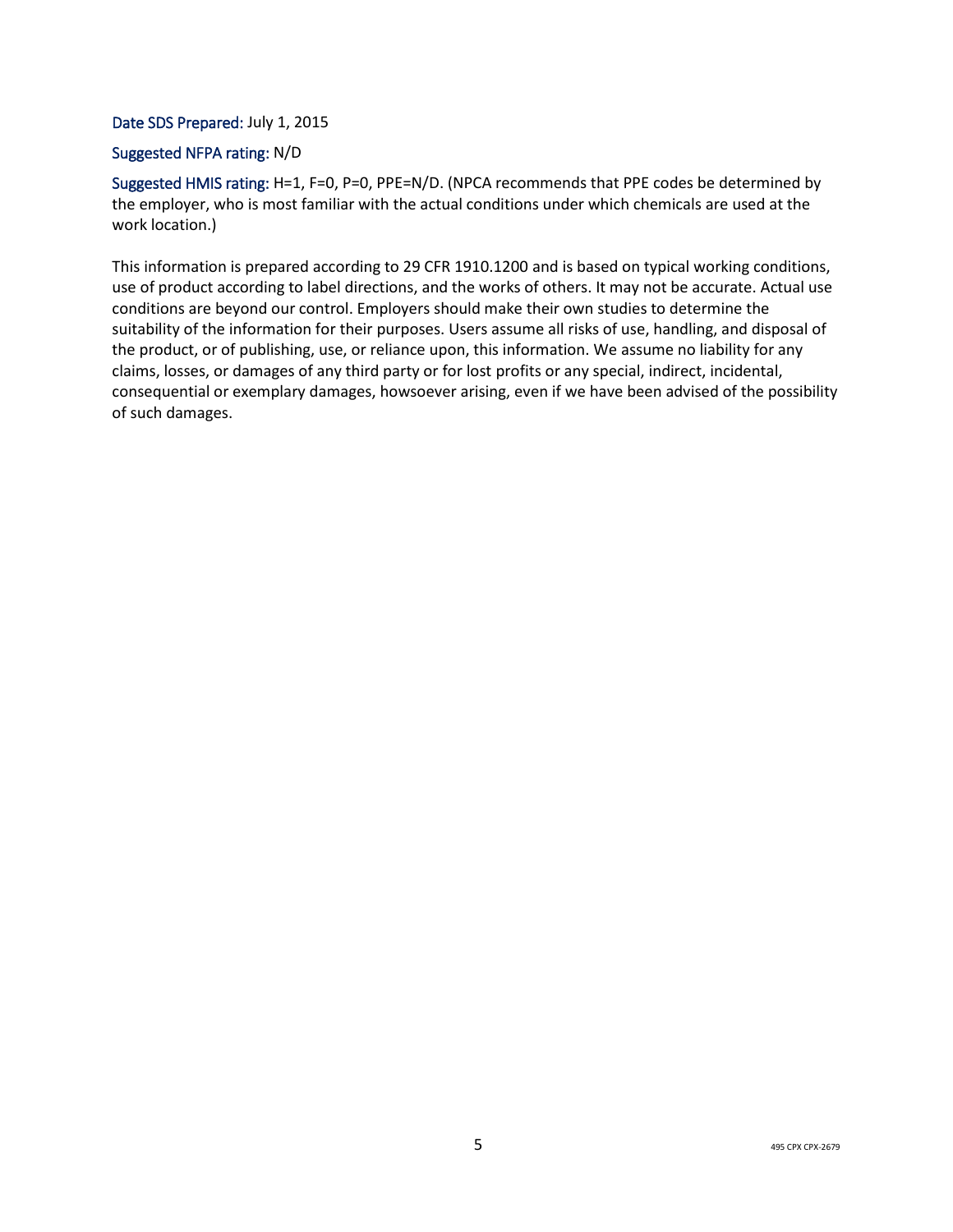Date SDS Prepared: July 1, 2015

Suggested NFPA rating: N/D

Suggested HMIS rating: H=1, F=0, P=0, PPE=N/D. (NPCA recommends that PPE codes be determined by the employer, who is most familiar with the actual conditions under which chemicals are used at the work location.)

This information is prepared according to 29 CFR 1910.1200 and is based on typical working conditions, use of product according to label directions, and the works of others. It may not be accurate. Actual use conditions are beyond our control. Employers should make their own studies to determine the suitability of the information for their purposes. Users assume all risks of use, handling, and disposal of the product, or of publishing, use, or reliance upon, this information. We assume no liability for any claims, losses, or damages of any third party or for lost profits or any special, indirect, incidental, consequential or exemplary damages, howsoever arising, even if we have been advised of the possibility of such damages.